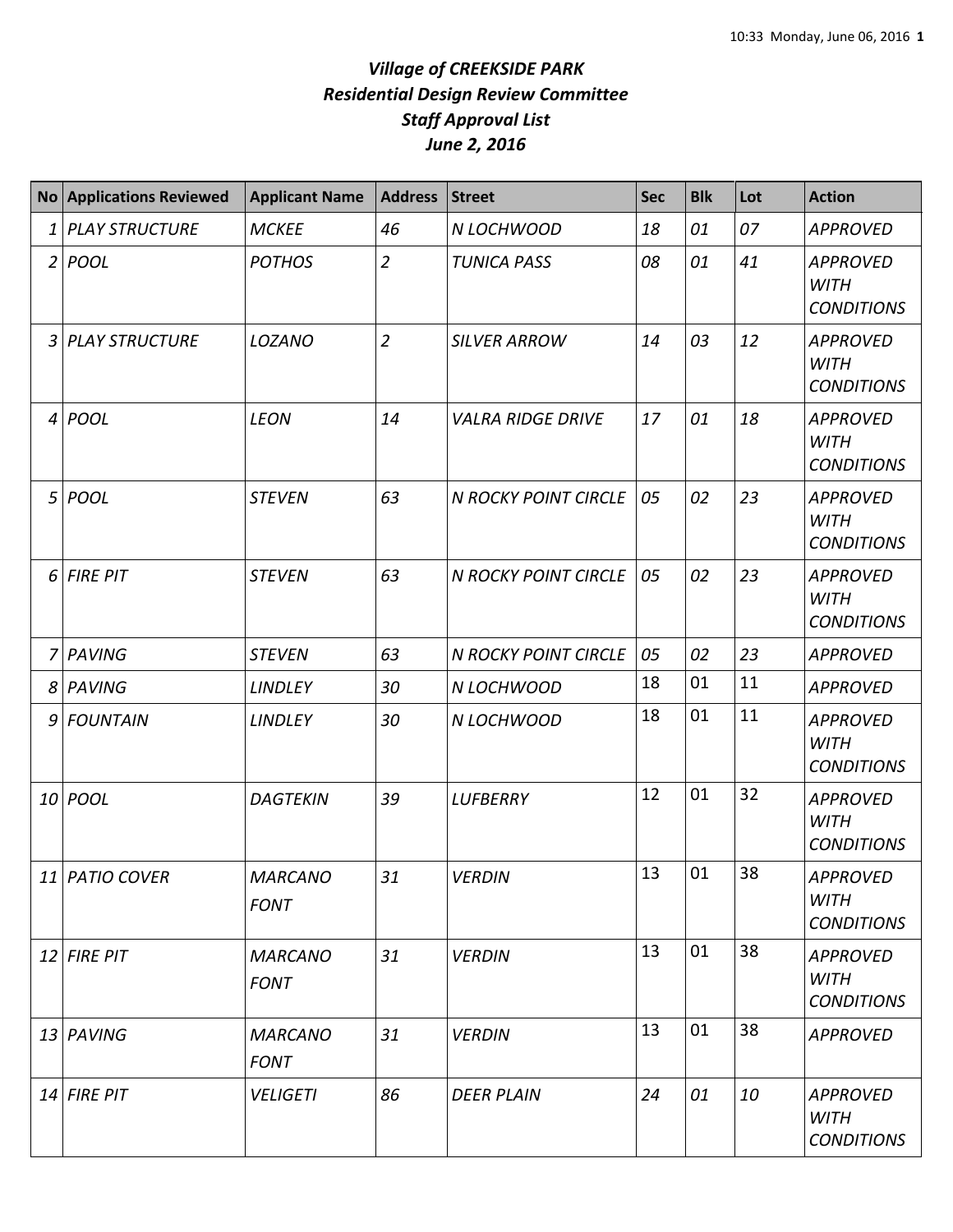# *Village of CREEKSIDE PARK*
## *Residential Design Review Committee*
## *Staff Approval List*
## *June 2, 2016*

| No | Applications Reviewed | Applicant Name | Address | Street | Sec | Blk | Lot | Action |
|---|---|---|---|---|---|---|---|---|
| 1 | PLAY STRUCTURE | MCKEE | 46 | N LOCHWOOD | 18 | 01 | 07 | APPROVED |
| 2 | POOL | POTHOS | 2 | TUNICA PASS | 08 | 01 | 41 | APPROVED WITH CONDITIONS |
| 3 | PLAY STRUCTURE | LOZANO | 2 | SILVER ARROW | 14 | 03 | 12 | APPROVED WITH CONDITIONS |
| 4 | POOL | LEON | 14 | VALRA RIDGE DRIVE | 17 | 01 | 18 | APPROVED WITH CONDITIONS |
| 5 | POOL | STEVEN | 63 | N ROCKY POINT CIRCLE | 05 | 02 | 23 | APPROVED WITH CONDITIONS |
| 6 | FIRE PIT | STEVEN | 63 | N ROCKY POINT CIRCLE | 05 | 02 | 23 | APPROVED WITH CONDITIONS |
| 7 | PAVING | STEVEN | 63 | N ROCKY POINT CIRCLE | 05 | 02 | 23 | APPROVED |
| 8 | PAVING | LINDLEY | 30 | N LOCHWOOD | 18 | 01 | 11 | APPROVED |
| 9 | FOUNTAIN | LINDLEY | 30 | N LOCHWOOD | 18 | 01 | 11 | APPROVED WITH CONDITIONS |
| 10 | POOL | DAGTEKIN | 39 | LUFBERRY | 12 | 01 | 32 | APPROVED WITH CONDITIONS |
| 11 | PATIO COVER | MARCANO FONT | 31 | VERDIN | 13 | 01 | 38 | APPROVED WITH CONDITIONS |
| 12 | FIRE PIT | MARCANO FONT | 31 | VERDIN | 13 | 01 | 38 | APPROVED WITH CONDITIONS |
| 13 | PAVING | MARCANO FONT | 31 | VERDIN | 13 | 01 | 38 | APPROVED |
| 14 | FIRE PIT | VELIGETI | 86 | DEER PLAIN | 24 | 01 | 10 | APPROVED WITH CONDITIONS |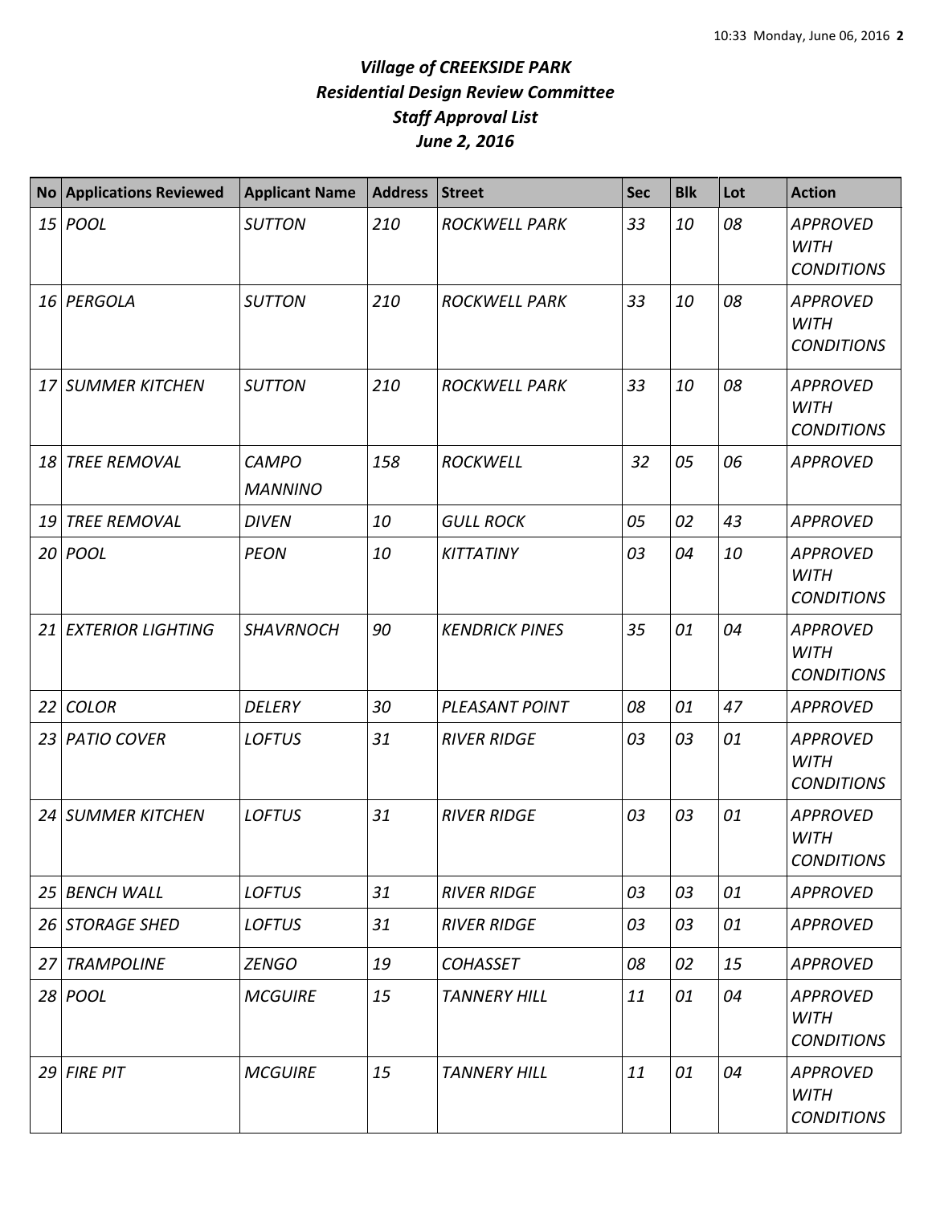# *Village of CREEKSIDE PARK*
## *Residential Design Review Committee*
## *Staff Approval List*
## *June 2, 2016*

| No | Applications Reviewed | Applicant Name | Address | Street | Sec | Blk | Lot | Action |
|---|---|---|---|---|---|---|---|---|
| 15 | POOL | SUTTON | 210 | ROCKWELL PARK | 33 | 10 | 08 | APPROVED WITH CONDITIONS |
| 16 | PERGOLA | SUTTON | 210 | ROCKWELL PARK | 33 | 10 | 08 | APPROVED WITH CONDITIONS |
| 17 | SUMMER KITCHEN | SUTTON | 210 | ROCKWELL PARK | 33 | 10 | 08 | APPROVED WITH CONDITIONS |
| 18 | TREE REMOVAL | CAMPO MANNINO | 158 | ROCKWELL | 32 | 05 | 06 | APPROVED |
| 19 | TREE REMOVAL | DIVEN | 10 | GULL ROCK | 05 | 02 | 43 | APPROVED |
| 20 | POOL | PEON | 10 | KITTATINY | 03 | 04 | 10 | APPROVED WITH CONDITIONS |
| 21 | EXTERIOR LIGHTING | SHAVRNOCH | 90 | KENDRICK PINES | 35 | 01 | 04 | APPROVED WITH CONDITIONS |
| 22 | COLOR | DELERY | 30 | PLEASANT POINT | 08 | 01 | 47 | APPROVED |
| 23 | PATIO COVER | LOFTUS | 31 | RIVER RIDGE | 03 | 03 | 01 | APPROVED WITH CONDITIONS |
| 24 | SUMMER KITCHEN | LOFTUS | 31 | RIVER RIDGE | 03 | 03 | 01 | APPROVED WITH CONDITIONS |
| 25 | BENCH WALL | LOFTUS | 31 | RIVER RIDGE | 03 | 03 | 01 | APPROVED |
| 26 | STORAGE SHED | LOFTUS | 31 | RIVER RIDGE | 03 | 03 | 01 | APPROVED |
| 27 | TRAMPOLINE | ZENGO | 19 | COHASSET | 08 | 02 | 15 | APPROVED |
| 28 | POOL | MCGUIRE | 15 | TANNERY HILL | 11 | 01 | 04 | APPROVED WITH CONDITIONS |
| 29 | FIRE PIT | MCGUIRE | 15 | TANNERY HILL | 11 | 01 | 04 | APPROVED WITH CONDITIONS |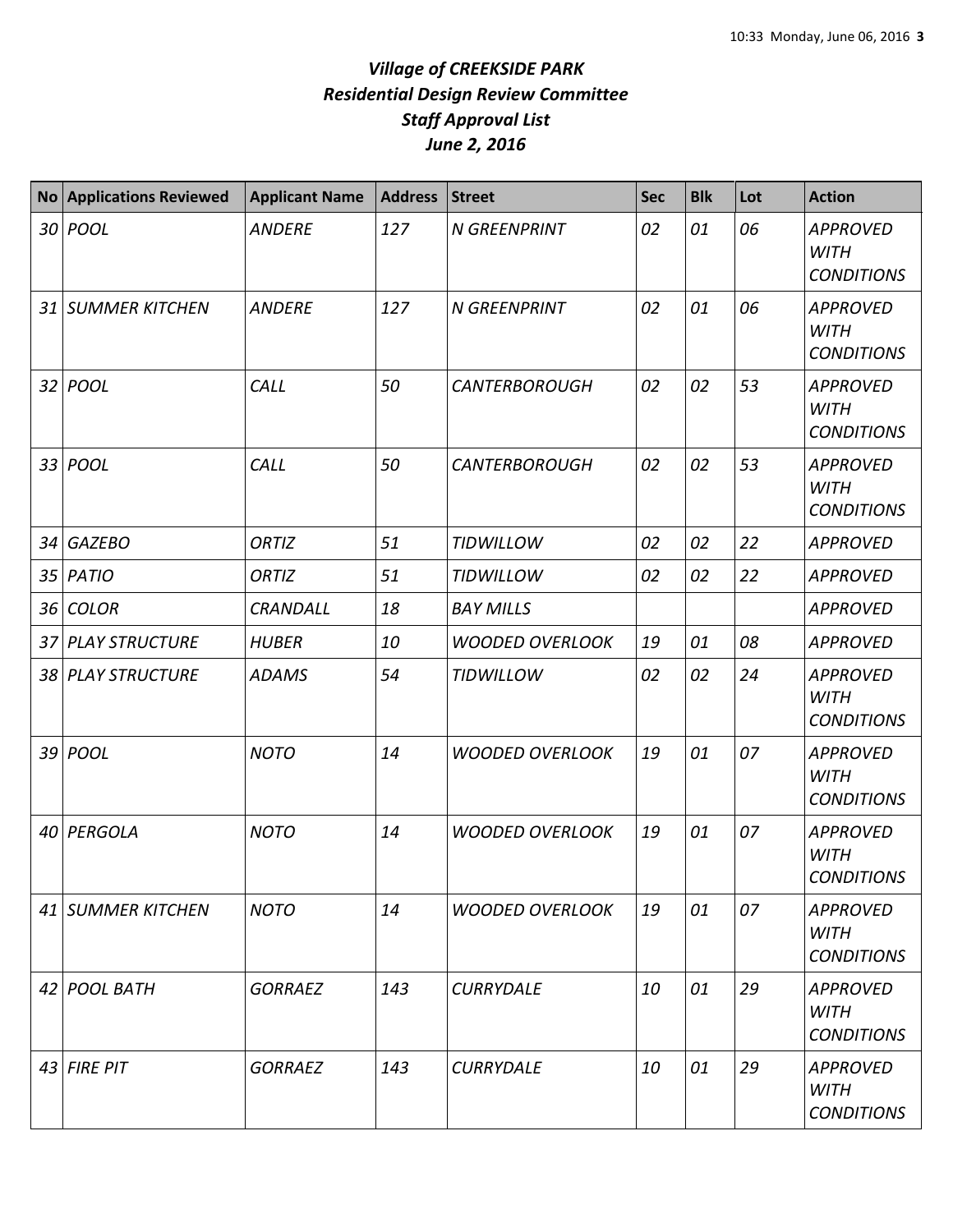# *Village of CREEKSIDE PARK*
## *Residential Design Review Committee*
## *Staff Approval List*
## *June 2, 2016*

| No | Applications Reviewed | Applicant Name | Address | Street | Sec | Blk | Lot | Action |
|---|---|---|---|---|---|---|---|---|
| 30 | POOL | ANDERE | 127 | N GREENPRINT | 02 | 01 | 06 | APPROVED WITH CONDITIONS |
| 31 | SUMMER KITCHEN | ANDERE | 127 | N GREENPRINT | 02 | 01 | 06 | APPROVED WITH CONDITIONS |
| 32 | POOL | CALL | 50 | CANTERBOROUGH | 02 | 02 | 53 | APPROVED WITH CONDITIONS |
| 33 | POOL | CALL | 50 | CANTERBOROUGH | 02 | 02 | 53 | APPROVED WITH CONDITIONS |
| 34 | GAZEBO | ORTIZ | 51 | TIDWILLOW | 02 | 02 | 22 | APPROVED |
| 35 | PATIO | ORTIZ | 51 | TIDWILLOW | 02 | 02 | 22 | APPROVED |
| 36 | COLOR | CRANDALL | 18 | BAY MILLS | | | | APPROVED |
| 37 | PLAY STRUCTURE | HUBER | 10 | WOODED OVERLOOK | 19 | 01 | 08 | APPROVED |
| 38 | PLAY STRUCTURE | ADAMS | 54 | TIDWILLOW | 02 | 02 | 24 | APPROVED WITH CONDITIONS |
| 39 | POOL | NOTO | 14 | WOODED OVERLOOK | 19 | 01 | 07 | APPROVED WITH CONDITIONS |
| 40 | PERGOLA | NOTO | 14 | WOODED OVERLOOK | 19 | 01 | 07 | APPROVED WITH CONDITIONS |
| 41 | SUMMER KITCHEN | NOTO | 14 | WOODED OVERLOOK | 19 | 01 | 07 | APPROVED WITH CONDITIONS |
| 42 | POOL BATH | GORRAEZ | 143 | CURRYDALE | 10 | 01 | 29 | APPROVED WITH CONDITIONS |
| 43 | FIRE PIT | GORRAEZ | 143 | CURRYDALE | 10 | 01 | 29 | APPROVED WITH CONDITIONS |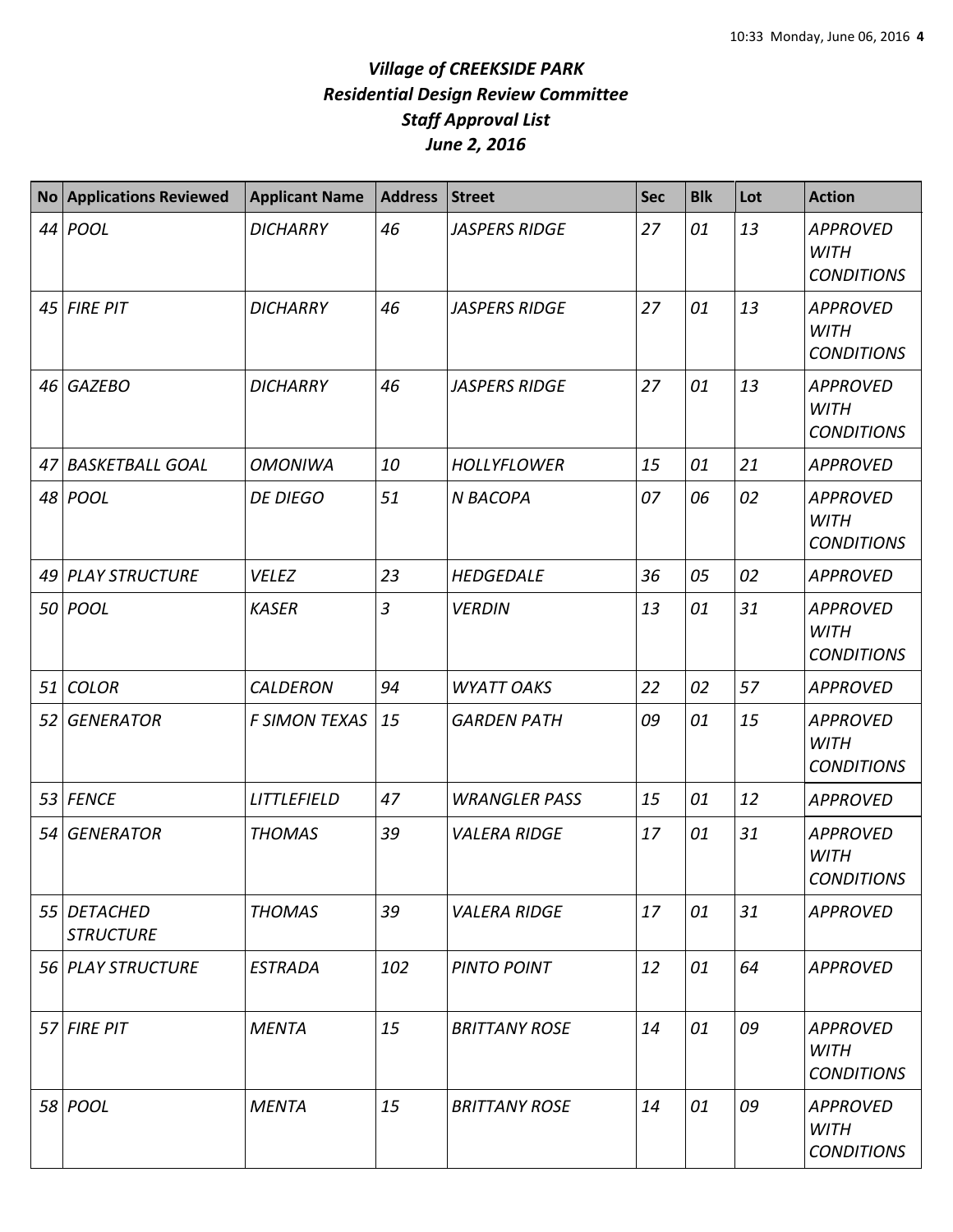# *Village of CREEKSIDE PARK*
## *Residential Design Review Committee*
## *Staff Approval List*
## *June 2, 2016*

| No | Applications Reviewed | Applicant Name | Address | Street | Sec | Blk | Lot | Action |
|---|---|---|---|---|---|---|---|---|
| 44 | POOL | DICHARRY | 46 | JASPERS RIDGE | 27 | 01 | 13 | APPROVED WITH CONDITIONS |
| 45 | FIRE PIT | DICHARRY | 46 | JASPERS RIDGE | 27 | 01 | 13 | APPROVED WITH CONDITIONS |
| 46 | GAZEBO | DICHARRY | 46 | JASPERS RIDGE | 27 | 01 | 13 | APPROVED WITH CONDITIONS |
| 47 | BASKETBALL GOAL | OMONIWA | 10 | HOLLYFLOWER | 15 | 01 | 21 | APPROVED |
| 48 | POOL | DE DIEGO | 51 | N BACOPA | 07 | 06 | 02 | APPROVED WITH CONDITIONS |
| 49 | PLAY STRUCTURE | VELEZ | 23 | HEDGEDALE | 36 | 05 | 02 | APPROVED |
| 50 | POOL | KASER | 3 | VERDIN | 13 | 01 | 31 | APPROVED WITH CONDITIONS |
| 51 | COLOR | CALDERON | 94 | WYATT OAKS | 22 | 02 | 57 | APPROVED |
| 52 | GENERATOR | F SIMON TEXAS | 15 | GARDEN PATH | 09 | 01 | 15 | APPROVED WITH CONDITIONS |
| 53 | FENCE | LITTLEFIELD | 47 | WRANGLER PASS | 15 | 01 | 12 | APPROVED |
| 54 | GENERATOR | THOMAS | 39 | VALERA RIDGE | 17 | 01 | 31 | APPROVED WITH CONDITIONS |
| 55 | DETACHED STRUCTURE | THOMAS | 39 | VALERA RIDGE | 17 | 01 | 31 | APPROVED |
| 56 | PLAY STRUCTURE | ESTRADA | 102 | PINTO POINT | 12 | 01 | 64 | APPROVED |
| 57 | FIRE PIT | MENTA | 15 | BRITTANY ROSE | 14 | 01 | 09 | APPROVED WITH CONDITIONS |
| 58 | POOL | MENTA | 15 | BRITTANY ROSE | 14 | 01 | 09 | APPROVED WITH CONDITIONS |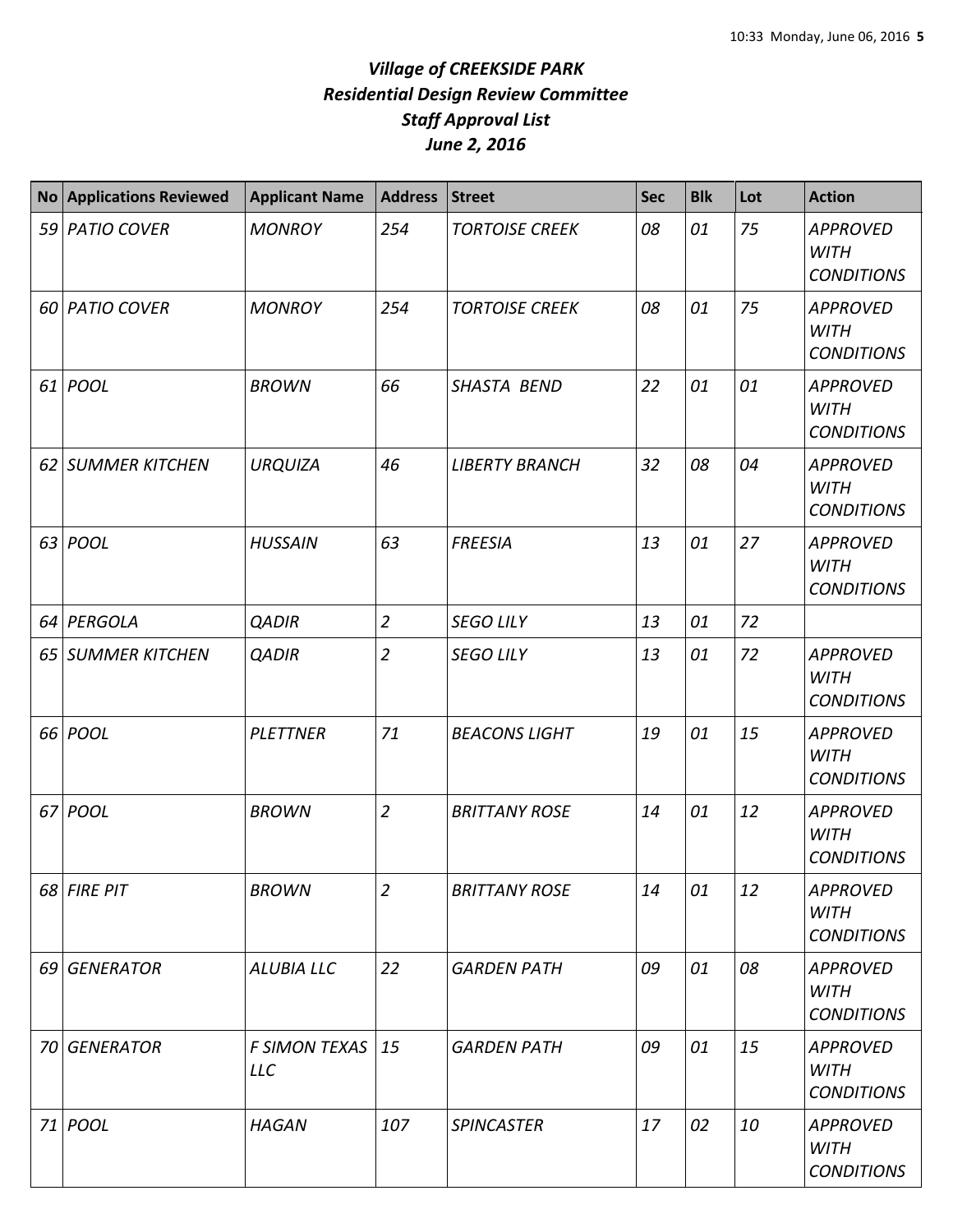# *Village of CREEKSIDE PARK*
## *Residential Design Review Committee*
## *Staff Approval List*
## *June 2, 2016*

| No | Applications Reviewed | Applicant Name | Address | Street | Sec | Blk | Lot | Action |
|---|---|---|---|---|---|---|---|---|
| 59 | PATIO COVER | MONROY | 254 | TORTOISE CREEK | 08 | 01 | 75 | APPROVED WITH CONDITIONS |
| 60 | PATIO COVER | MONROY | 254 | TORTOISE CREEK | 08 | 01 | 75 | APPROVED WITH CONDITIONS |
| 61 | POOL | BROWN | 66 | SHASTA BEND | 22 | 01 | 01 | APPROVED WITH CONDITIONS |
| 62 | SUMMER KITCHEN | URQUIZA | 46 | LIBERTY BRANCH | 32 | 08 | 04 | APPROVED WITH CONDITIONS |
| 63 | POOL | HUSSAIN | 63 | FREESIA | 13 | 01 | 27 | APPROVED WITH CONDITIONS |
| 64 | PERGOLA | QADIR | 2 | SEGO LILY | 13 | 01 | 72 | |
| 65 | SUMMER KITCHEN | QADIR | 2 | SEGO LILY | 13 | 01 | 72 | APPROVED WITH CONDITIONS |
| 66 | POOL | PLETTNER | 71 | BEACONS LIGHT | 19 | 01 | 15 | APPROVED WITH CONDITIONS |
| 67 | POOL | BROWN | 2 | BRITTANY ROSE | 14 | 01 | 12 | APPROVED WITH CONDITIONS |
| 68 | FIRE PIT | BROWN | 2 | BRITTANY ROSE | 14 | 01 | 12 | APPROVED WITH CONDITIONS |
| 69 | GENERATOR | ALUBIA LLC | 22 | GARDEN PATH | 09 | 01 | 08 | APPROVED WITH CONDITIONS |
| 70 | GENERATOR | F SIMON TEXAS LLC | 15 | GARDEN PATH | 09 | 01 | 15 | APPROVED WITH CONDITIONS |
| 71 | POOL | HAGAN | 107 | SPINCASTER | 17 | 02 | 10 | APPROVED WITH CONDITIONS |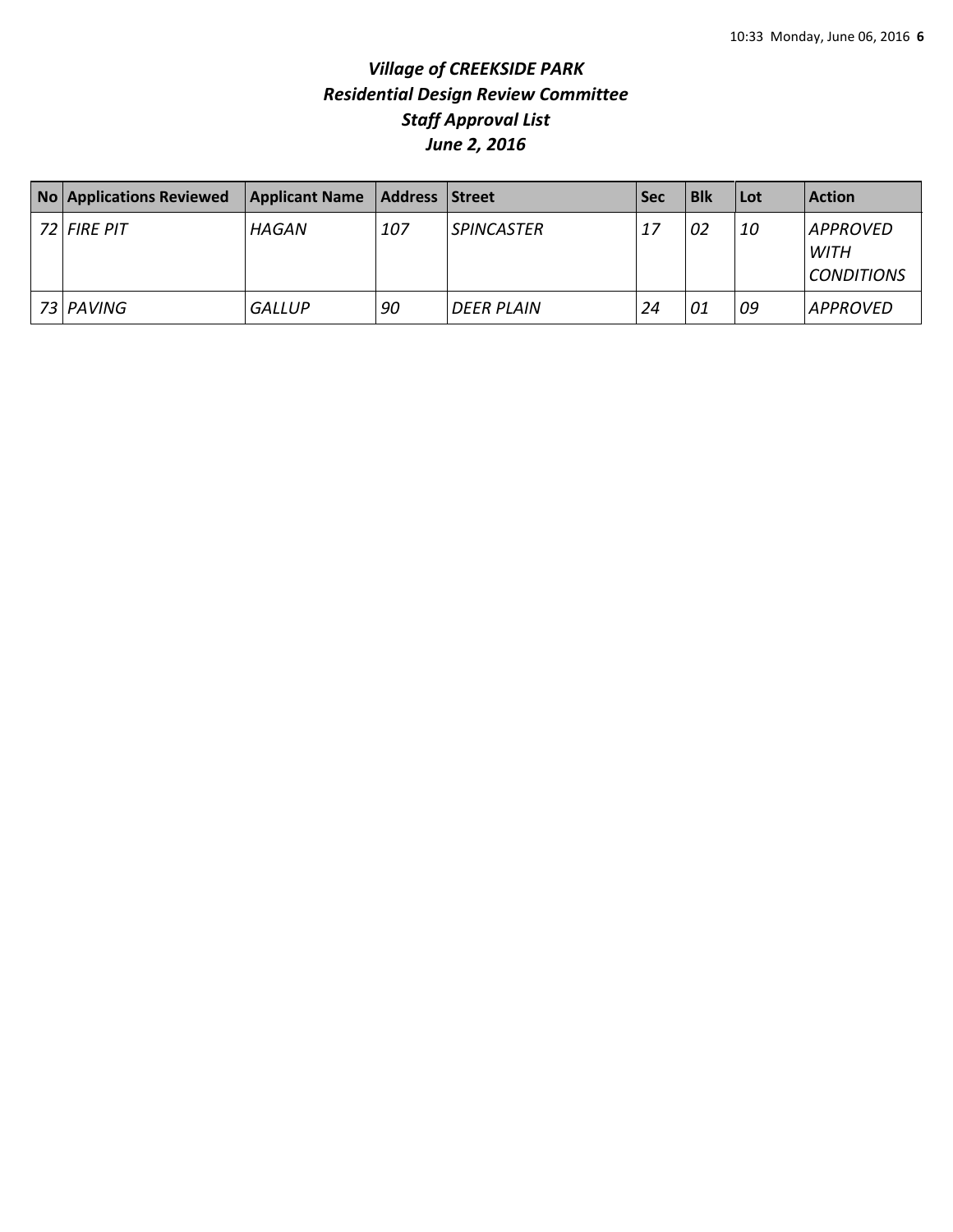# *Village of CREEKSIDE PARK*
## *Residential Design Review Committee*
## *Staff Approval List*
## *June 2, 2016*

| No | Applications Reviewed | Applicant Name | Address | Street | Sec | Blk | Lot | Action |
|---|---|---|---|---|---|---|---|---|
| *72* | *FIRE PIT* | *HAGAN* | *107* | *SPINCASTER* | *17* | *02* | *10* | *APPROVED WITH CONDITIONS* |
| *73* | *PAVING* | *GALLUP* | *90* | *DEER PLAIN* | *24* | *01* | *09* | *APPROVED* |